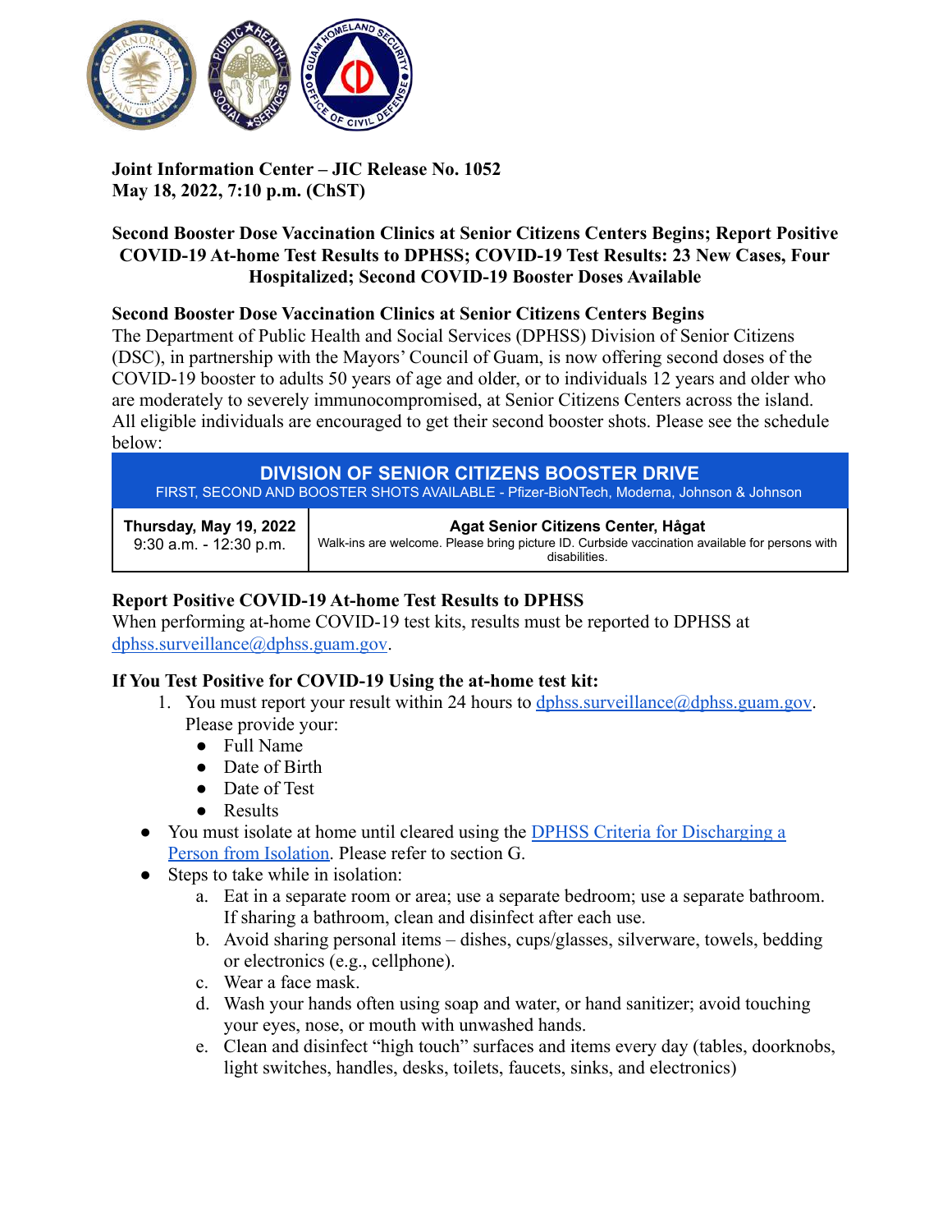**Joint Information Center – JIC Release No. 1052**
**May 18, 2022, 7:10 p.m. (ChST)**

**Second Booster Dose Vaccination Clinics at Senior Citizens Centers Begins; Report Positive COVID-19 At-home Test Results to DPHSS; COVID-19 Test Results: 23 New Cases, Four Hospitalized; Second COVID-19 Booster Doses Available**

**Second Booster Dose Vaccination Clinics at Senior Citizens Centers Begins**

The Department of Public Health and Social Services (DPHSS) Division of Senior Citizens (DSC), in partnership with the Mayors' Council of Guam, is now offering second doses of the COVID-19 booster to adults 50 years of age and older, or to individuals 12 years and older who are moderately to severely immunocompromised, at Senior Citizens Centers across the island. All eligible individuals are encouraged to get their second booster shots. Please see the schedule below:

| **DIVISION OF SENIOR CITIZENS BOOSTER DRIVE** FIRST, SECOND AND BOOSTER SHOTS AVAILABLE - Pfizer-BioNTech, Moderna, Johnson & Johnson | |
|---|---|
| **Thursday, May 19, 2022** 9:30 a.m. - 12:30 p.m. | **Agat Senior Citizens Center, Hågat** Walk-ins are welcome. Please bring picture ID. Curbside vaccination available for persons with disabilities. |

**Report Positive COVID-19 At-home Test Results to DPHSS**

When performing at-home COVID-19 test kits, results must be reported to DPHSS at dphss.surveillance@dphss.guam.gov.

**If You Test Positive for COVID-19 Using the at-home test kit:**

1. You must report your result within 24 hours to dphss.surveillance@dphss.guam.gov. Please provide your:
   - Full Name
   - Date of Birth
   - Date of Test
   - Results

- You must isolate at home until cleared using the DPHSS Criteria for Discharging a Person from Isolation. Please refer to section G.
- Steps to take while in isolation:
  a. Eat in a separate room or area; use a separate bedroom; use a separate bathroom. If sharing a bathroom, clean and disinfect after each use.
  b. Avoid sharing personal items – dishes, cups/glasses, silverware, towels, bedding or electronics (e.g., cellphone).
  c. Wear a face mask.
  d. Wash your hands often using soap and water, or hand sanitizer; avoid touching your eyes, nose, or mouth with unwashed hands.
  e. Clean and disinfect "high touch" surfaces and items every day (tables, doorknobs, light switches, handles, desks, toilets, faucets, sinks, and electronics)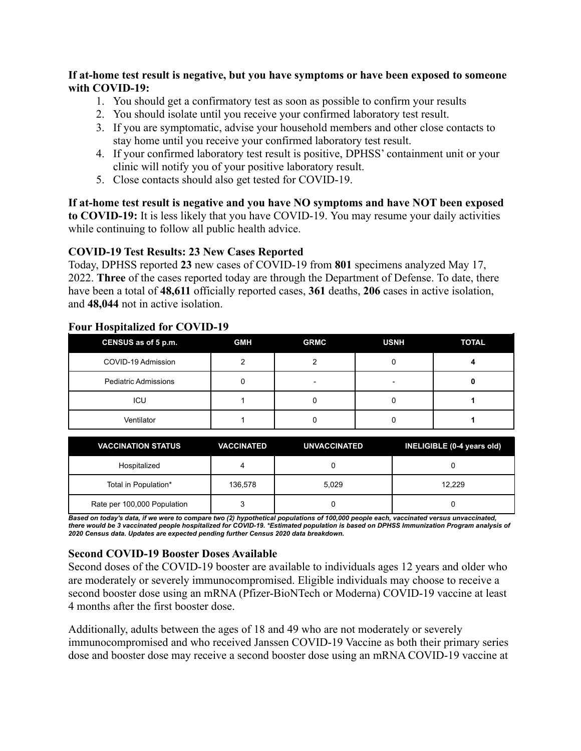**If at-home test result is negative, but you have symptoms or have been exposed to someone with COVID-19:**

1. You should get a confirmatory test as soon as possible to confirm your results
2. You should isolate until you receive your confirmed laboratory test result.
3. If you are symptomatic, advise your household members and other close contacts to stay home until you receive your confirmed laboratory test result.
4. If your confirmed laboratory test result is positive, DPHSS' containment unit or your clinic will notify you of your positive laboratory result.
5. Close contacts should also get tested for COVID-19.

**If at-home test result is negative and you have NO symptoms and have NOT been exposed to COVID-19:** It is less likely that you have COVID-19. You may resume your daily activities while continuing to follow all public health advice.

### COVID-19 Test Results: 23 New Cases Reported

Today, DPHSS reported **23** new cases of COVID-19 from **801** specimens analyzed May 17, 2022. **Three** of the cases reported today are through the Department of Defense. To date, there have been a total of **48,611** officially reported cases, **361** deaths, **206** cases in active isolation, and **48,044** not in active isolation.

### Four Hospitalized for COVID-19

| CENSUS as of 5 p.m. | GMH | GRMC | USNH | TOTAL |
|---|---|---|---|---|
| COVID-19 Admission | 2 | 2 | 0 | **4** |
| Pediatric Admissions | 0 | - | - | **0** |
| ICU | 1 | 0 | 0 | **1** |
| Ventilator | 1 | 0 | 0 | **1** |

| VACCINATION STATUS | VACCINATED | UNVACCINATED | INELIGIBLE (0-4 years old) |
|---|---|---|---|
| Hospitalized | 4 | 0 | 0 |
| Total in Population* | 136,578 | 5,029 | 12,229 |
| Rate per 100,000 Population | 3 | 0 | 0 |

***Based on today's data, if we were to compare two (2) hypothetical populations of 100,000 people each, vaccinated versus unvaccinated, there would be 3 vaccinated people hospitalized for COVID-19. *Estimated population is based on DPHSS Immunization Program analysis of 2020 Census data. Updates are expected pending further Census 2020 data breakdown.***

### Second COVID-19 Booster Doses Available

Second doses of the COVID-19 booster are available to individuals ages 12 years and older who are moderately or severely immunocompromised. Eligible individuals may choose to receive a second booster dose using an mRNA (Pfizer-BioNTech or Moderna) COVID-19 vaccine at least 4 months after the first booster dose.

Additionally, adults between the ages of 18 and 49 who are not moderately or severely immunocompromised and who received Janssen COVID-19 Vaccine as both their primary series dose and booster dose may receive a second booster dose using an mRNA COVID-19 vaccine at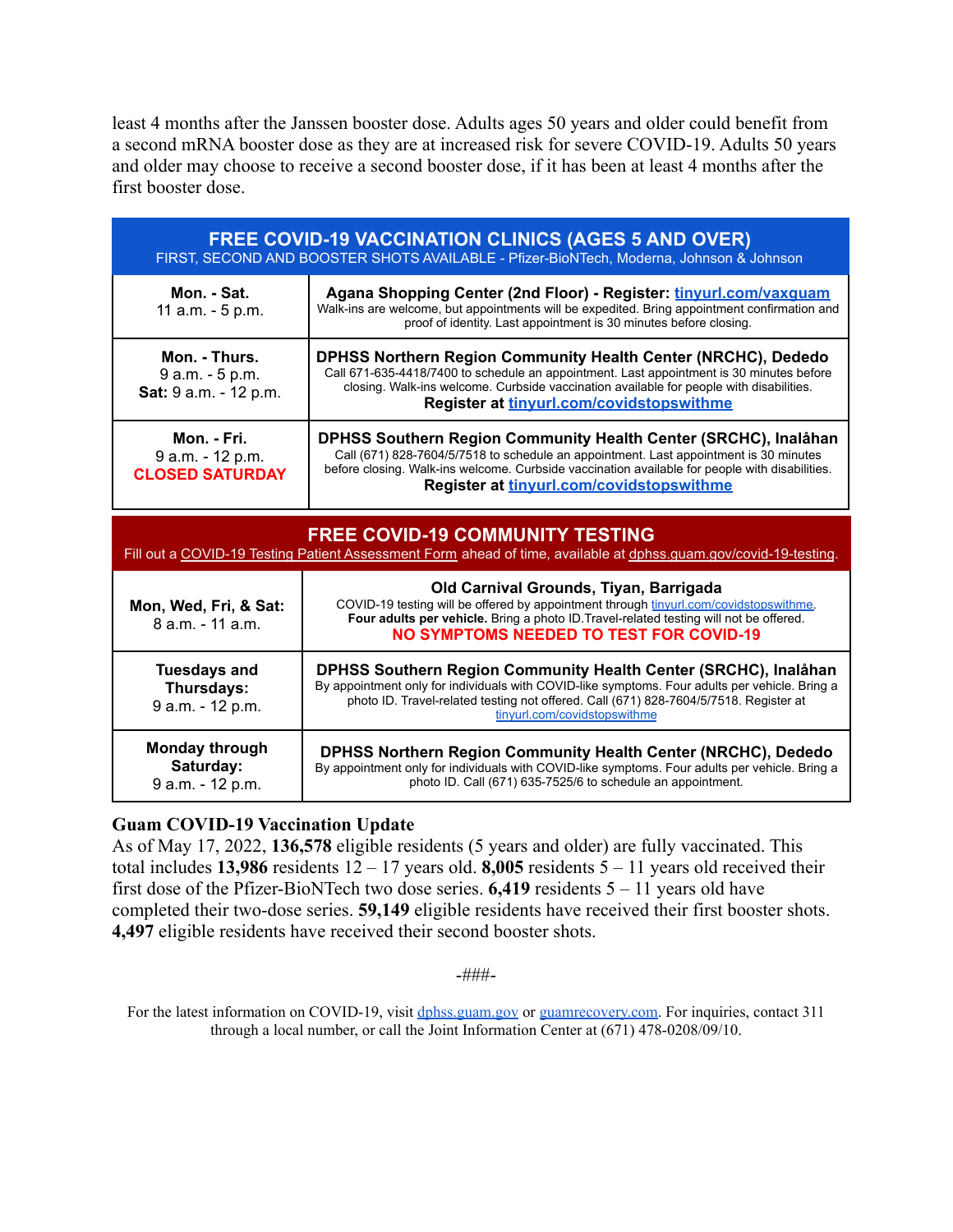least 4 months after the Janssen booster dose. Adults ages 50 years and older could benefit from a second mRNA booster dose as they are at increased risk for severe COVID-19. Adults 50 years and older may choose to receive a second booster dose, if it has been at least 4 months after the first booster dose.

| **FREE COVID-19 VACCINATION CLINICS (AGES 5 AND OVER)** FIRST, SECOND AND BOOSTER SHOTS AVAILABLE - Pfizer-BioNTech, Moderna, Johnson & Johnson | |
|---|---|
| **Mon. - Sat.** 11 a.m. - 5 p.m. | **Agana Shopping Center (2nd Floor) - Register: tinyurl.com/vaxguam** Walk-ins are welcome, but appointments will be expedited. Bring appointment confirmation and proof of identity. Last appointment is 30 minutes before closing. |
| **Mon. - Thurs.** 9 a.m. - 5 p.m. **Sat:** 9 a.m. - 12 p.m. | **DPHSS Northern Region Community Health Center (NRCHC), Dededo** Call 671-635-4418/7400 to schedule an appointment. Last appointment is 30 minutes before closing. Walk-ins welcome. Curbside vaccination available for people with disabilities. **Register at tinyurl.com/covidstopswithme** |
| **Mon. - Fri.** 9 a.m. - 12 p.m. **CLOSED SATURDAY** | **DPHSS Southern Region Community Health Center (SRCHC), Inalåhan** Call (671) 828-7604/5/7518 to schedule an appointment. Last appointment is 30 minutes before closing. Walk-ins welcome. Curbside vaccination available for people with disabilities. **Register at tinyurl.com/covidstopswithme** |

| **FREE COVID-19 COMMUNITY TESTING** Fill out a COVID-19 Testing Patient Assessment Form ahead of time, available at dphss.guam.gov/covid-19-testing. | |
|---|---|
| **Mon, Wed, Fri, & Sat:** 8 a.m. - 11 a.m. | **Old Carnival Grounds, Tiyan, Barrigada** COVID-19 testing will be offered by appointment through tinyurl.com/covidstopswithme. **Four adults per vehicle.** Bring a photo ID.Travel-related testing will not be offered. **NO SYMPTOMS NEEDED TO TEST FOR COVID-19** |
| **Tuesdays and Thursdays:** 9 a.m. - 12 p.m. | **DPHSS Southern Region Community Health Center (SRCHC), Inalåhan** By appointment only for individuals with COVID-like symptoms. Four adults per vehicle. Bring a photo ID. Travel-related testing not offered. Call (671) 828-7604/5/7518. Register at tinyurl.com/covidstopswithme |
| **Monday through Saturday:** 9 a.m. - 12 p.m. | **DPHSS Northern Region Community Health Center (NRCHC), Dededo** By appointment only for individuals with COVID-like symptoms. Four adults per vehicle. Bring a photo ID. Call (671) 635-7525/6 to schedule an appointment. |

**Guam COVID-19 Vaccination Update**

As of May 17, 2022, **136,578** eligible residents (5 years and older) are fully vaccinated. This total includes **13,986** residents 12 – 17 years old. **8,005** residents 5 – 11 years old received their first dose of the Pfizer-BioNTech two dose series. **6,419** residents 5 – 11 years old have completed their two-dose series. **59,149** eligible residents have received their first booster shots. **4,497** eligible residents have received their second booster shots.

-###-

For the latest information on COVID-19, visit dphss.guam.gov or guamrecovery.com. For inquiries, contact 311 through a local number, or call the Joint Information Center at (671) 478-0208/09/10.